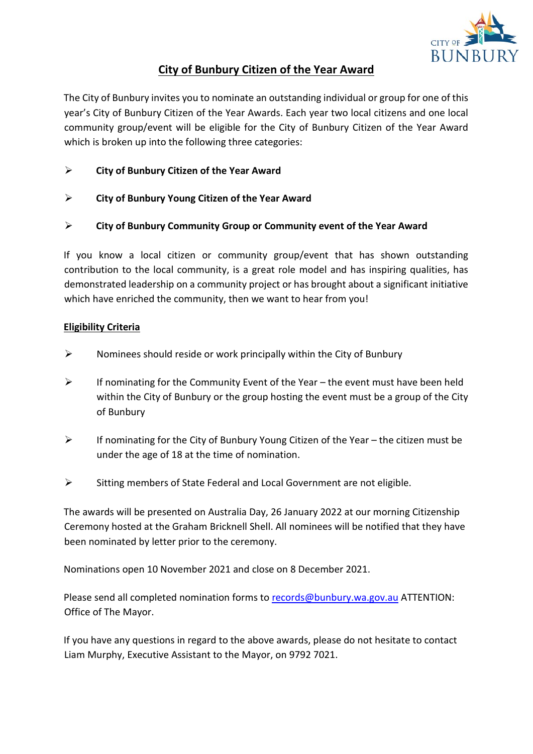# City of Bunbury Citizen of the Year Award

The City of Bunbury invites you to nominate an outstanding individual or group for one of this year's City of Bunbury Citizen of the Year Awards. Each year two local citizens and one local community group/event will be eligible for the City of Bunbury Citizen of the Year Award which is broken up into the following three categories:

- **City of Bunbury Citizen of the Year Award**
- **City of Bunbury Young Citizen of the Year Award**
- **City of Bunbury Community Group or Community event of the Year Award**

If you know a local citizen or community group/event that has shown outstanding contribution to the local community, is a great role model and has inspiring qualities, has demonstrated leadership on a community project or has brought about a significant initiative which have enriched the community, then we want to hear from you!

## Eligibility Criteria

- Nominees should reside or work principally within the City of Bunbury
- If nominating for the Community Event of the Year – the event must have been held within the City of Bunbury or the group hosting the event must be a group of the City of Bunbury
- If nominating for the City of Bunbury Young Citizen of the Year – the citizen must be under the age of 18 at the time of nomination.
- Sitting members of State Federal and Local Government are not eligible.

The awards will be presented on Australia Day, 26 January 2022 at our morning Citizenship Ceremony hosted at the Graham Bricknell Shell. All nominees will be notified that they have been nominated by letter prior to the ceremony.

Nominations open 10 November 2021 and close on 8 December 2021.

Please send all completed nomination forms to records@bunbury.wa.gov.au ATTENTION: Office of The Mayor.

If you have any questions in regard to the above awards, please do not hesitate to contact Liam Murphy, Executive Assistant to the Mayor, on 9792 7021.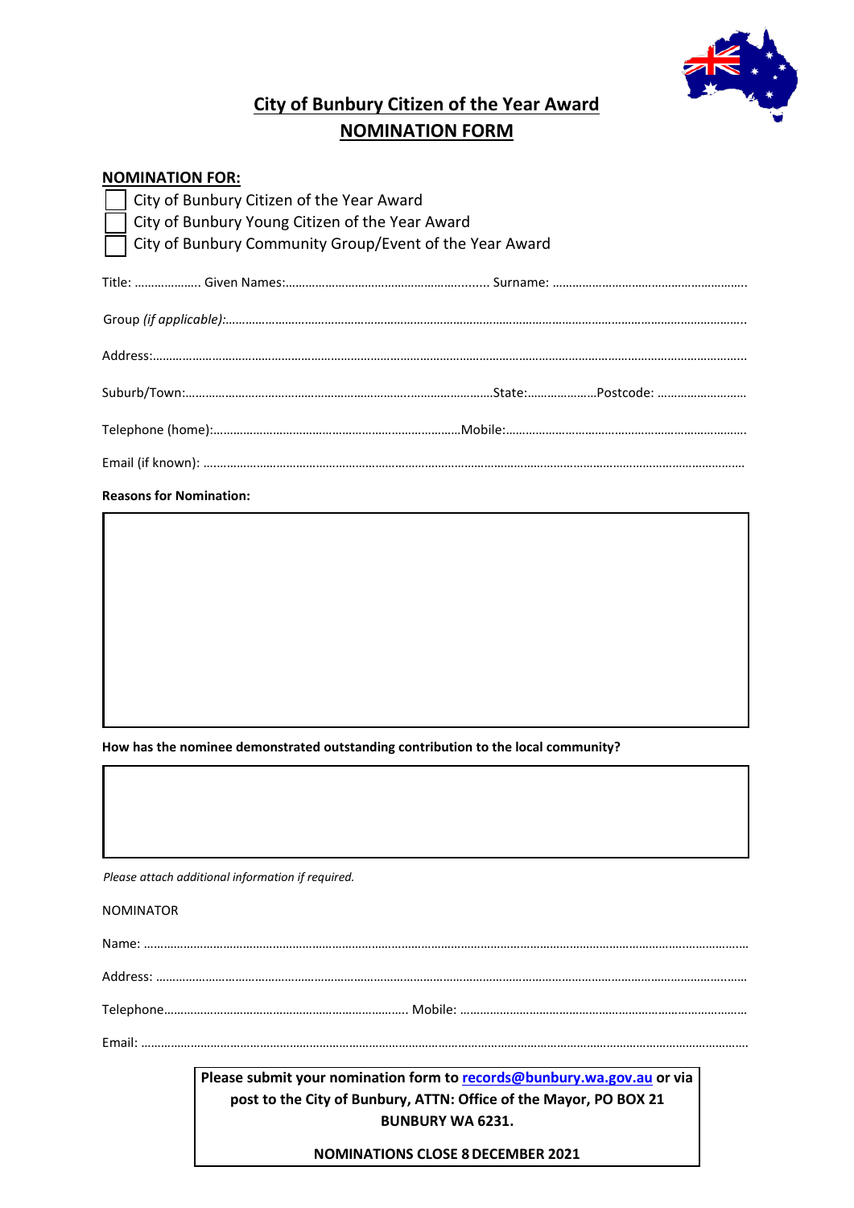# City of Bunbury Citizen of the Year Award

## NOMINATION FORM

**NOMINATION FOR:**

- ☐ City of Bunbury Citizen of the Year Award
- ☐ City of Bunbury Young Citizen of the Year Award
- ☐ City of Bunbury Community Group/Event of the Year Award

Title: ……………….. Given Names:………………………………………………....... Surname: ……………………………………………………

Group *(if applicable)*:………………………………………………………………………………………………………………………………………

Address:……………………………………………………………………………………………………………………………………………………

Suburb/Town:……………………………………………………………………………………State:…………………Postcode: ………………………

Telephone (home):…………………………………………………………………Mobile:………………………………………………………………

Email (if known): ……………………………………………………………………………………………………………………………………………

**Reasons for Nomination:**

**How has the nominee demonstrated outstanding contribution to the local community?**

*Please attach additional information if required.*

NOMINATOR

Name: ………………………………………………………………………………………………………………………………………………………

Address: ……………………………………………………………………………………………………………………………………………………

Telephone………………………………………………………………… Mobile: ……………………………………………………………………

Email: ………………………………………………………………………………………………………………………………………………………

**Please submit your nomination form to records@bunbury.wa.gov.au or via post to the City of Bunbury, ATTN: Office of the Mayor, PO BOX 21 BUNBURY WA 6231.**

**NOMINATIONS CLOSE 8 DECEMBER 2021**